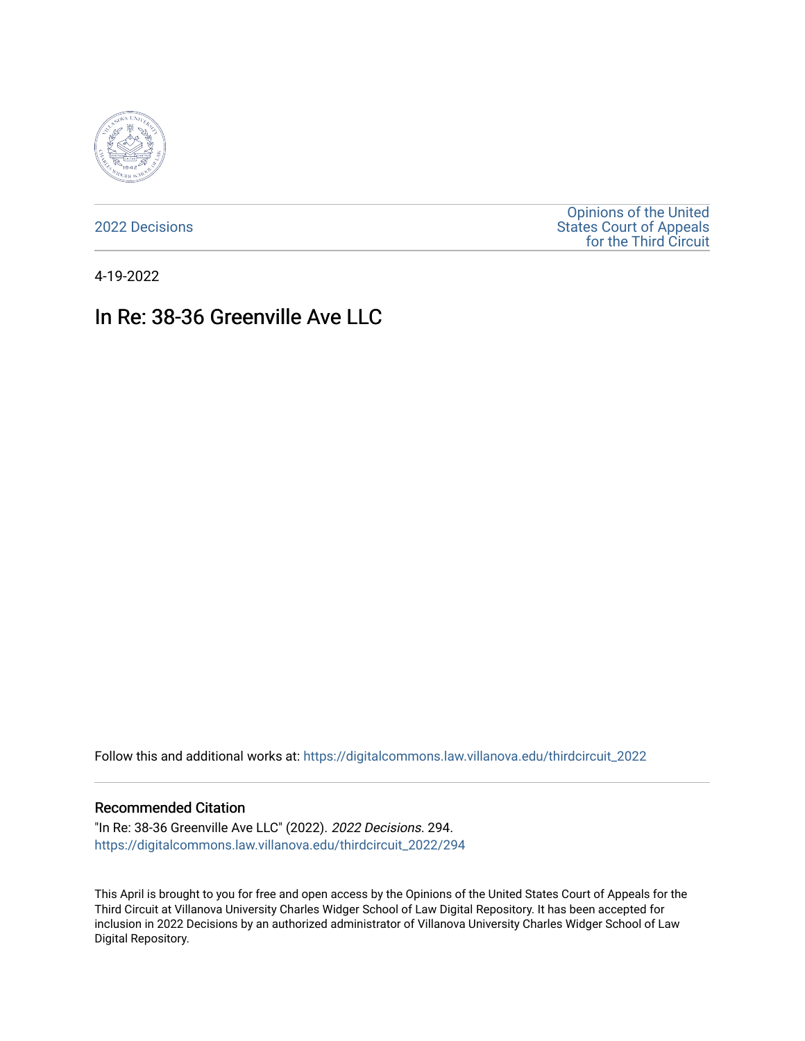2022 Decisions

Opinions of the United States Court of Appeals for the Third Circuit

4-19-2022

# In Re: 38-36 Greenville Ave LLC

Follow this and additional works at: https://digitalcommons.law.villanova.edu/thirdcircuit_2022

### Recommended Citation

"In Re: 38-36 Greenville Ave LLC" (2022). *2022 Decisions*. 294.
https://digitalcommons.law.villanova.edu/thirdcircuit_2022/294

This April is brought to you for free and open access by the Opinions of the United States Court of Appeals for the Third Circuit at Villanova University Charles Widger School of Law Digital Repository. It has been accepted for inclusion in 2022 Decisions by an authorized administrator of Villanova University Charles Widger School of Law Digital Repository.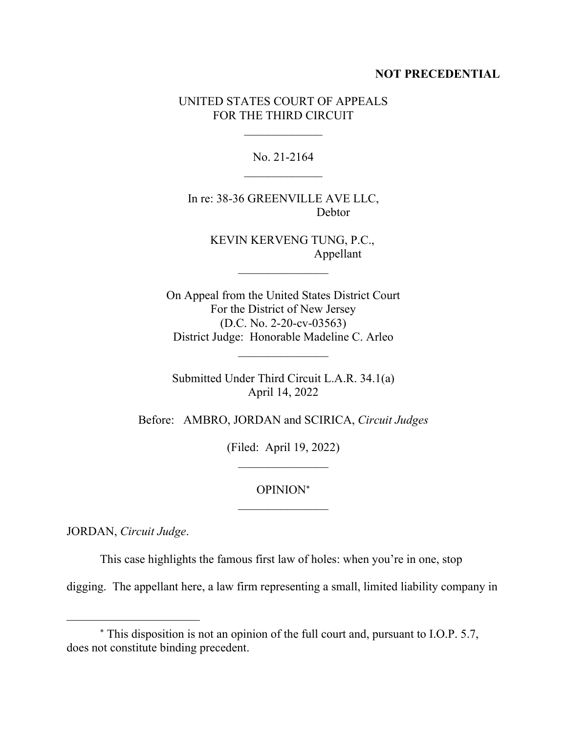**NOT PRECEDENTIAL**

UNITED STATES COURT OF APPEALS
FOR THE THIRD CIRCUIT

\_\_\_\_\_\_\_\_\_\_\_\_\_

No. 21-2164

\_\_\_\_\_\_\_\_\_\_\_\_\_

In re: 38-36 GREENVILLE AVE LLC,
Debtor

KEVIN KERVENG TUNG, P.C.,
Appellant

\_\_\_\_\_\_\_\_\_\_\_\_\_\_\_

On Appeal from the United States District Court
For the District of New Jersey
(D.C. No. 2-20-cv-03563)
District Judge: Honorable Madeline C. Arleo

\_\_\_\_\_\_\_\_\_\_\_\_\_\_\_

Submitted Under Third Circuit L.A.R. 34.1(a)
April 14, 2022

Before: AMBRO, JORDAN and SCIRICA, *Circuit Judges*

(Filed: April 19, 2022)

\_\_\_\_\_\_\_\_\_\_\_\_\_\_\_

OPINION*

\_\_\_\_\_\_\_\_\_\_\_\_\_\_\_

JORDAN, *Circuit Judge*.

This case highlights the famous first law of holes: when you're in one, stop digging. The appellant here, a law firm representing a small, limited liability company in

---

\* This disposition is not an opinion of the full court and, pursuant to I.O.P. 5.7, does not constitute binding precedent.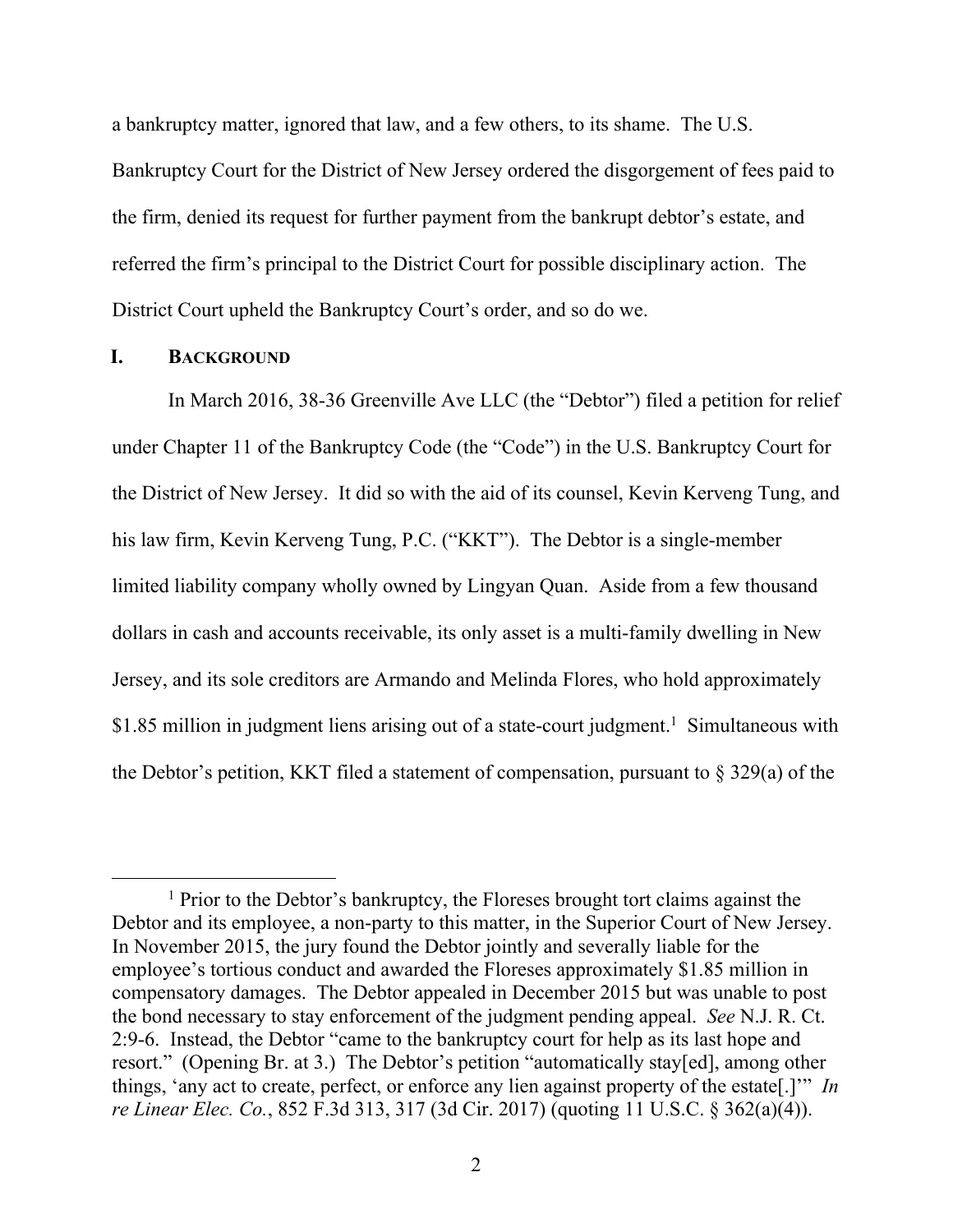a bankruptcy matter, ignored that law, and a few others, to its shame. The U.S. Bankruptcy Court for the District of New Jersey ordered the disgorgement of fees paid to the firm, denied its request for further payment from the bankrupt debtor's estate, and referred the firm's principal to the District Court for possible disciplinary action. The District Court upheld the Bankruptcy Court's order, and so do we.

## I. BACKGROUND

In March 2016, 38-36 Greenville Ave LLC (the "Debtor") filed a petition for relief under Chapter 11 of the Bankruptcy Code (the "Code") in the U.S. Bankruptcy Court for the District of New Jersey. It did so with the aid of its counsel, Kevin Kerveng Tung, and his law firm, Kevin Kerveng Tung, P.C. ("KKT"). The Debtor is a single-member limited liability company wholly owned by Lingyan Quan. Aside from a few thousand dollars in cash and accounts receivable, its only asset is a multi-family dwelling in New Jersey, and its sole creditors are Armando and Melinda Flores, who hold approximately \$1.85 million in judgment liens arising out of a state-court judgment.[1] Simultaneous with the Debtor's petition, KKT filed a statement of compensation, pursuant to § 329(a) of the

---

[1] Prior to the Debtor's bankruptcy, the Floreses brought tort claims against the Debtor and its employee, a non-party to this matter, in the Superior Court of New Jersey. In November 2015, the jury found the Debtor jointly and severally liable for the employee's tortious conduct and awarded the Floreses approximately \$1.85 million in compensatory damages. The Debtor appealed in December 2015 but was unable to post the bond necessary to stay enforcement of the judgment pending appeal. *See* N.J. R. Ct. 2:9-6. Instead, the Debtor "came to the bankruptcy court for help as its last hope and resort." (Opening Br. at 3.) The Debtor's petition "automatically stay[ed], among other things, 'any act to create, perfect, or enforce any lien against property of the estate[.]'" *In re Linear Elec. Co.*, 852 F.3d 313, 317 (3d Cir. 2017) (quoting 11 U.S.C. § 362(a)(4)).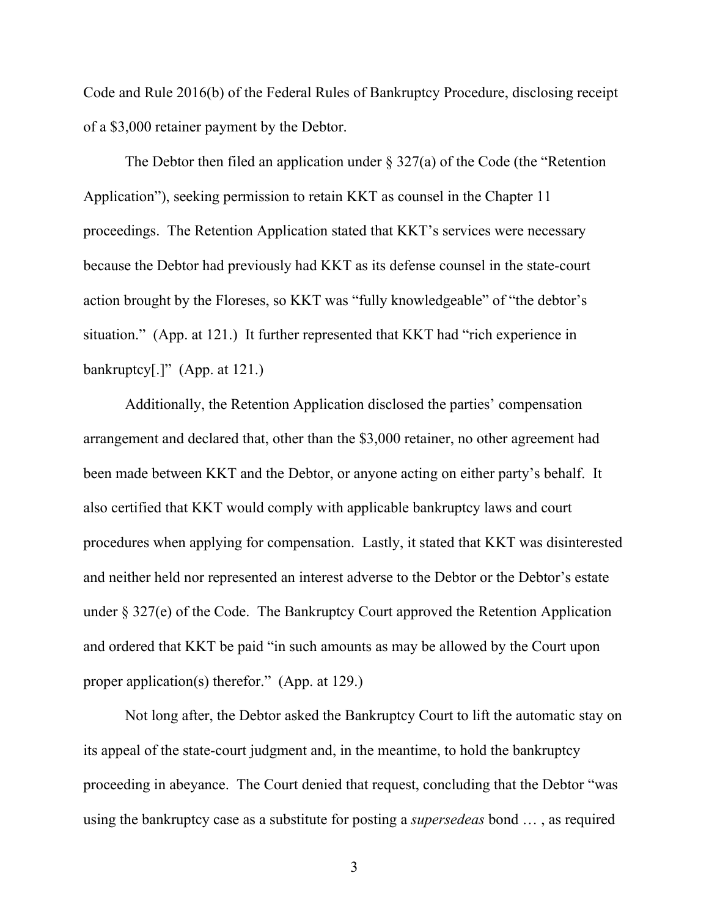Code and Rule 2016(b) of the Federal Rules of Bankruptcy Procedure, disclosing receipt of a $3,000 retainer payment by the Debtor.

The Debtor then filed an application under § 327(a) of the Code (the "Retention Application"), seeking permission to retain KKT as counsel in the Chapter 11 proceedings. The Retention Application stated that KKT's services were necessary because the Debtor had previously had KKT as its defense counsel in the state-court action brought by the Floreses, so KKT was "fully knowledgeable" of "the debtor's situation." (App. at 121.) It further represented that KKT had "rich experience in bankruptcy[.]" (App. at 121.)

Additionally, the Retention Application disclosed the parties' compensation arrangement and declared that, other than the $3,000 retainer, no other agreement had been made between KKT and the Debtor, or anyone acting on either party's behalf. It also certified that KKT would comply with applicable bankruptcy laws and court procedures when applying for compensation. Lastly, it stated that KKT was disinterested and neither held nor represented an interest adverse to the Debtor or the Debtor's estate under § 327(e) of the Code. The Bankruptcy Court approved the Retention Application and ordered that KKT be paid "in such amounts as may be allowed by the Court upon proper application(s) therefor." (App. at 129.)

Not long after, the Debtor asked the Bankruptcy Court to lift the automatic stay on its appeal of the state-court judgment and, in the meantime, to hold the bankruptcy proceeding in abeyance. The Court denied that request, concluding that the Debtor "was using the bankruptcy case as a substitute for posting a *supersedeas* bond … , as required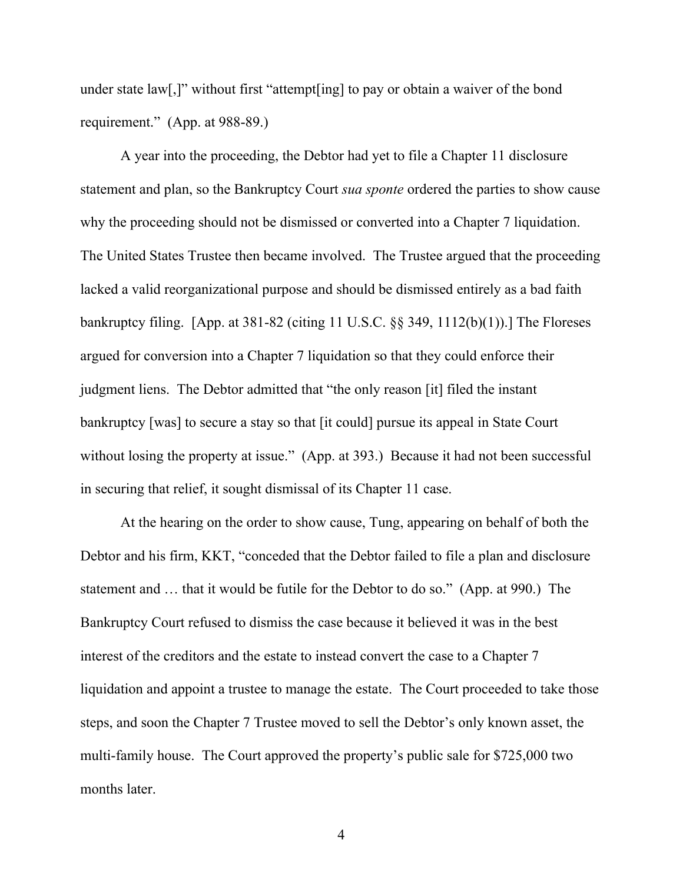under state law[,]" without first "attempt[ing] to pay or obtain a waiver of the bond requirement." (App. at 988-89.)

A year into the proceeding, the Debtor had yet to file a Chapter 11 disclosure statement and plan, so the Bankruptcy Court *sua sponte* ordered the parties to show cause why the proceeding should not be dismissed or converted into a Chapter 7 liquidation. The United States Trustee then became involved. The Trustee argued that the proceeding lacked a valid reorganizational purpose and should be dismissed entirely as a bad faith bankruptcy filing. [App. at 381-82 (citing 11 U.S.C. §§ 349, 1112(b)(1)).] The Floreses argued for conversion into a Chapter 7 liquidation so that they could enforce their judgment liens. The Debtor admitted that "the only reason [it] filed the instant bankruptcy [was] to secure a stay so that [it could] pursue its appeal in State Court without losing the property at issue." (App. at 393.) Because it had not been successful in securing that relief, it sought dismissal of its Chapter 11 case.

At the hearing on the order to show cause, Tung, appearing on behalf of both the Debtor and his firm, KKT, "conceded that the Debtor failed to file a plan and disclosure statement and … that it would be futile for the Debtor to do so." (App. at 990.) The Bankruptcy Court refused to dismiss the case because it believed it was in the best interest of the creditors and the estate to instead convert the case to a Chapter 7 liquidation and appoint a trustee to manage the estate. The Court proceeded to take those steps, and soon the Chapter 7 Trustee moved to sell the Debtor's only known asset, the multi-family house. The Court approved the property's public sale for $725,000 two months later.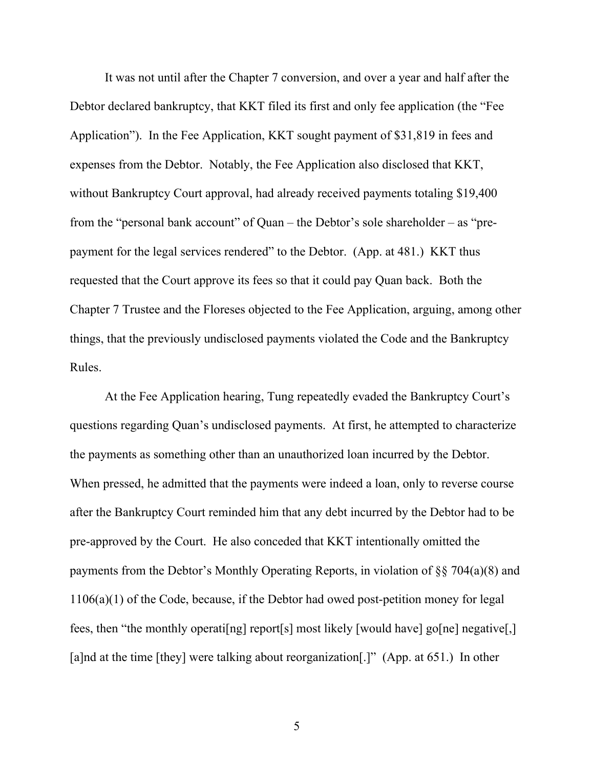It was not until after the Chapter 7 conversion, and over a year and half after the Debtor declared bankruptcy, that KKT filed its first and only fee application (the "Fee Application"). In the Fee Application, KKT sought payment of $31,819 in fees and expenses from the Debtor. Notably, the Fee Application also disclosed that KKT, without Bankruptcy Court approval, had already received payments totaling $19,400 from the "personal bank account" of Quan – the Debtor's sole shareholder – as "pre-payment for the legal services rendered" to the Debtor. (App. at 481.) KKT thus requested that the Court approve its fees so that it could pay Quan back. Both the Chapter 7 Trustee and the Floreses objected to the Fee Application, arguing, among other things, that the previously undisclosed payments violated the Code and the Bankruptcy Rules.

At the Fee Application hearing, Tung repeatedly evaded the Bankruptcy Court's questions regarding Quan's undisclosed payments. At first, he attempted to characterize the payments as something other than an unauthorized loan incurred by the Debtor. When pressed, he admitted that the payments were indeed a loan, only to reverse course after the Bankruptcy Court reminded him that any debt incurred by the Debtor had to be pre-approved by the Court. He also conceded that KKT intentionally omitted the payments from the Debtor's Monthly Operating Reports, in violation of §§ 704(a)(8) and 1106(a)(1) of the Code, because, if the Debtor had owed post-petition money for legal fees, then "the monthly operati[ng] report[s] most likely [would have] go[ne] negative[,] [a]nd at the time [they] were talking about reorganization[.]" (App. at 651.) In other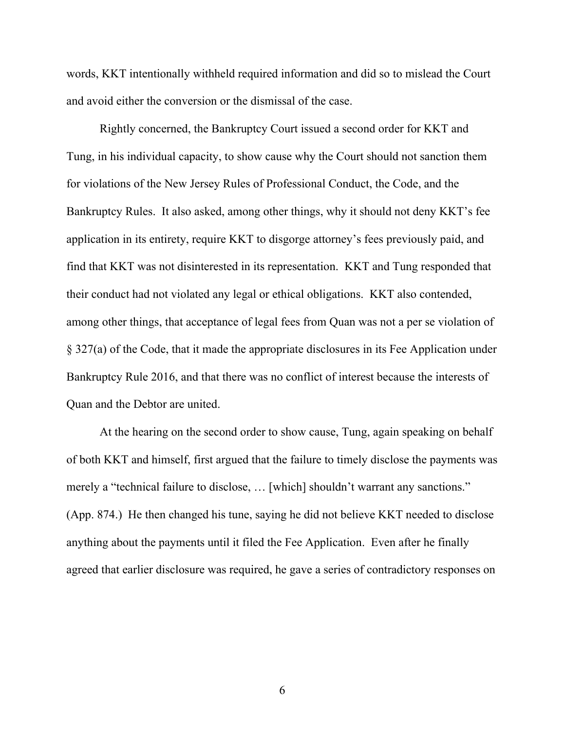words, KKT intentionally withheld required information and did so to mislead the Court and avoid either the conversion or the dismissal of the case.

Rightly concerned, the Bankruptcy Court issued a second order for KKT and Tung, in his individual capacity, to show cause why the Court should not sanction them for violations of the New Jersey Rules of Professional Conduct, the Code, and the Bankruptcy Rules. It also asked, among other things, why it should not deny KKT's fee application in its entirety, require KKT to disgorge attorney's fees previously paid, and find that KKT was not disinterested in its representation. KKT and Tung responded that their conduct had not violated any legal or ethical obligations. KKT also contended, among other things, that acceptance of legal fees from Quan was not a per se violation of § 327(a) of the Code, that it made the appropriate disclosures in its Fee Application under Bankruptcy Rule 2016, and that there was no conflict of interest because the interests of Quan and the Debtor are united.

At the hearing on the second order to show cause, Tung, again speaking on behalf of both KKT and himself, first argued that the failure to timely disclose the payments was merely a "technical failure to disclose, … [which] shouldn't warrant any sanctions." (App. 874.) He then changed his tune, saying he did not believe KKT needed to disclose anything about the payments until it filed the Fee Application. Even after he finally agreed that earlier disclosure was required, he gave a series of contradictory responses on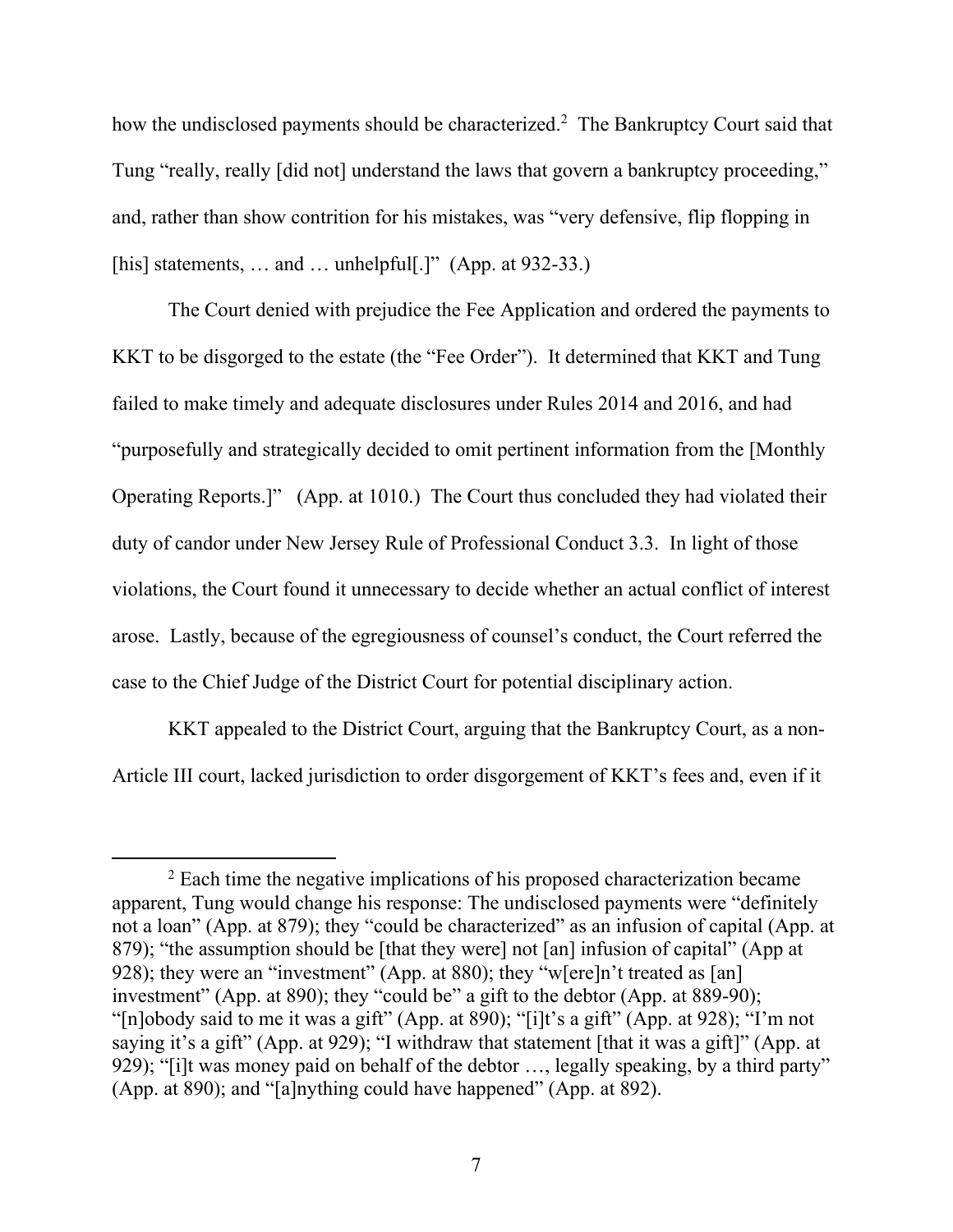how the undisclosed payments should be characterized.[2] The Bankruptcy Court said that Tung "really, really [did not] understand the laws that govern a bankruptcy proceeding," and, rather than show contrition for his mistakes, was "very defensive, flip flopping in [his] statements, … and … unhelpful[.]" (App. at 932-33.)

The Court denied with prejudice the Fee Application and ordered the payments to KKT to be disgorged to the estate (the "Fee Order"). It determined that KKT and Tung failed to make timely and adequate disclosures under Rules 2014 and 2016, and had "purposefully and strategically decided to omit pertinent information from the [Monthly Operating Reports.]" (App. at 1010.) The Court thus concluded they had violated their duty of candor under New Jersey Rule of Professional Conduct 3.3. In light of those violations, the Court found it unnecessary to decide whether an actual conflict of interest arose. Lastly, because of the egregiousness of counsel's conduct, the Court referred the case to the Chief Judge of the District Court for potential disciplinary action.

KKT appealed to the District Court, arguing that the Bankruptcy Court, as a non-Article III court, lacked jurisdiction to order disgorgement of KKT's fees and, even if it

[2] Each time the negative implications of his proposed characterization became apparent, Tung would change his response: The undisclosed payments were "definitely not a loan" (App. at 879); they "could be characterized" as an infusion of capital (App. at 879); "the assumption should be [that they were] not [an] infusion of capital" (App at 928); they were an "investment" (App. at 880); they "w[ere]n't treated as [an] investment" (App. at 890); they "could be" a gift to the debtor (App. at 889-90); "[n]obody said to me it was a gift" (App. at 890); "[i]t's a gift" (App. at 928); "I'm not saying it's a gift" (App. at 929); "I withdraw that statement [that it was a gift]" (App. at 929); "[i]t was money paid on behalf of the debtor …, legally speaking, by a third party" (App. at 890); and "[a]nything could have happened" (App. at 892).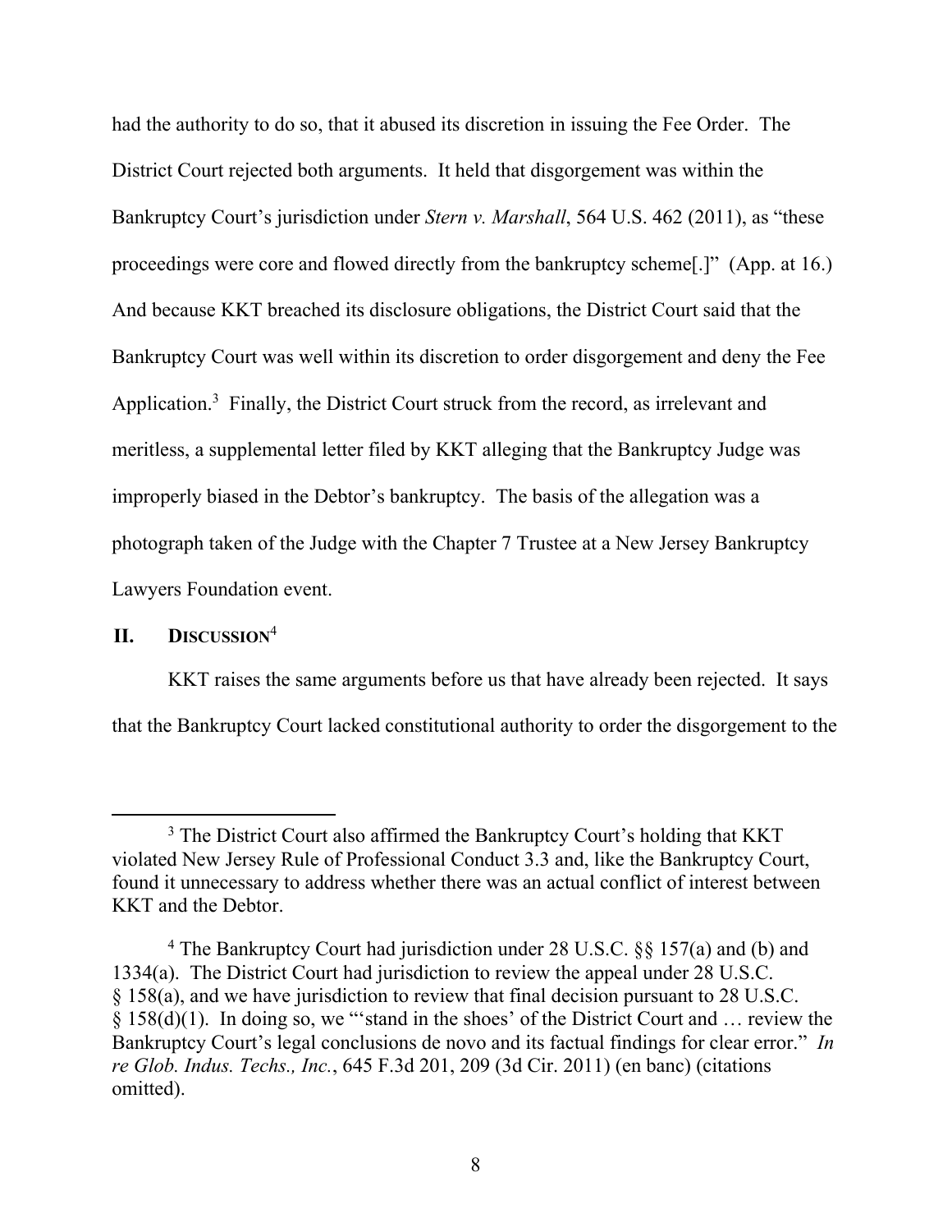had the authority to do so, that it abused its discretion in issuing the Fee Order. The District Court rejected both arguments. It held that disgorgement was within the Bankruptcy Court's jurisdiction under *Stern v. Marshall*, 564 U.S. 462 (2011), as "these proceedings were core and flowed directly from the bankruptcy scheme[.]" (App. at 16.) And because KKT breached its disclosure obligations, the District Court said that the Bankruptcy Court was well within its discretion to order disgorgement and deny the Fee Application.[3] Finally, the District Court struck from the record, as irrelevant and meritless, a supplemental letter filed by KKT alleging that the Bankruptcy Judge was improperly biased in the Debtor's bankruptcy. The basis of the allegation was a photograph taken of the Judge with the Chapter 7 Trustee at a New Jersey Bankruptcy Lawyers Foundation event.

## II. DISCUSSION[4]

KKT raises the same arguments before us that have already been rejected. It says that the Bankruptcy Court lacked constitutional authority to order the disgorgement to the

---

[3] The District Court also affirmed the Bankruptcy Court's holding that KKT violated New Jersey Rule of Professional Conduct 3.3 and, like the Bankruptcy Court, found it unnecessary to address whether there was an actual conflict of interest between KKT and the Debtor.

[4] The Bankruptcy Court had jurisdiction under 28 U.S.C. §§ 157(a) and (b) and 1334(a). The District Court had jurisdiction to review the appeal under 28 U.S.C. § 158(a), and we have jurisdiction to review that final decision pursuant to 28 U.S.C. § 158(d)(1). In doing so, we "'stand in the shoes' of the District Court and … review the Bankruptcy Court's legal conclusions de novo and its factual findings for clear error." *In re Glob. Indus. Techs., Inc.*, 645 F.3d 201, 209 (3d Cir. 2011) (en banc) (citations omitted).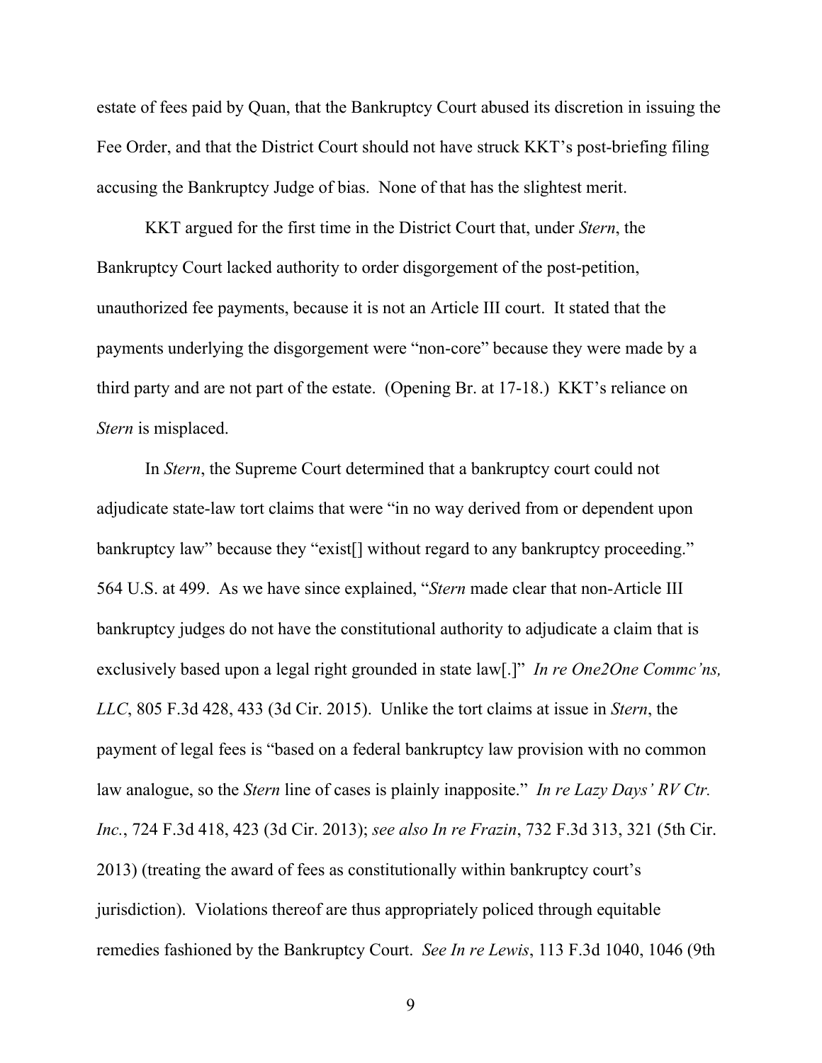estate of fees paid by Quan, that the Bankruptcy Court abused its discretion in issuing the Fee Order, and that the District Court should not have struck KKT's post-briefing filing accusing the Bankruptcy Judge of bias. None of that has the slightest merit.

KKT argued for the first time in the District Court that, under *Stern*, the Bankruptcy Court lacked authority to order disgorgement of the post-petition, unauthorized fee payments, because it is not an Article III court. It stated that the payments underlying the disgorgement were "non-core" because they were made by a third party and are not part of the estate. (Opening Br. at 17-18.) KKT's reliance on *Stern* is misplaced.

In *Stern*, the Supreme Court determined that a bankruptcy court could not adjudicate state-law tort claims that were "in no way derived from or dependent upon bankruptcy law" because they "exist[] without regard to any bankruptcy proceeding." 564 U.S. at 499. As we have since explained, "*Stern* made clear that non-Article III bankruptcy judges do not have the constitutional authority to adjudicate a claim that is exclusively based upon a legal right grounded in state law[.]" *In re One2One Commc'ns, LLC*, 805 F.3d 428, 433 (3d Cir. 2015). Unlike the tort claims at issue in *Stern*, the payment of legal fees is "based on a federal bankruptcy law provision with no common law analogue, so the *Stern* line of cases is plainly inapposite." *In re Lazy Days' RV Ctr. Inc.*, 724 F.3d 418, 423 (3d Cir. 2013); *see also In re Frazin*, 732 F.3d 313, 321 (5th Cir. 2013) (treating the award of fees as constitutionally within bankruptcy court's jurisdiction). Violations thereof are thus appropriately policed through equitable remedies fashioned by the Bankruptcy Court. *See In re Lewis*, 113 F.3d 1040, 1046 (9th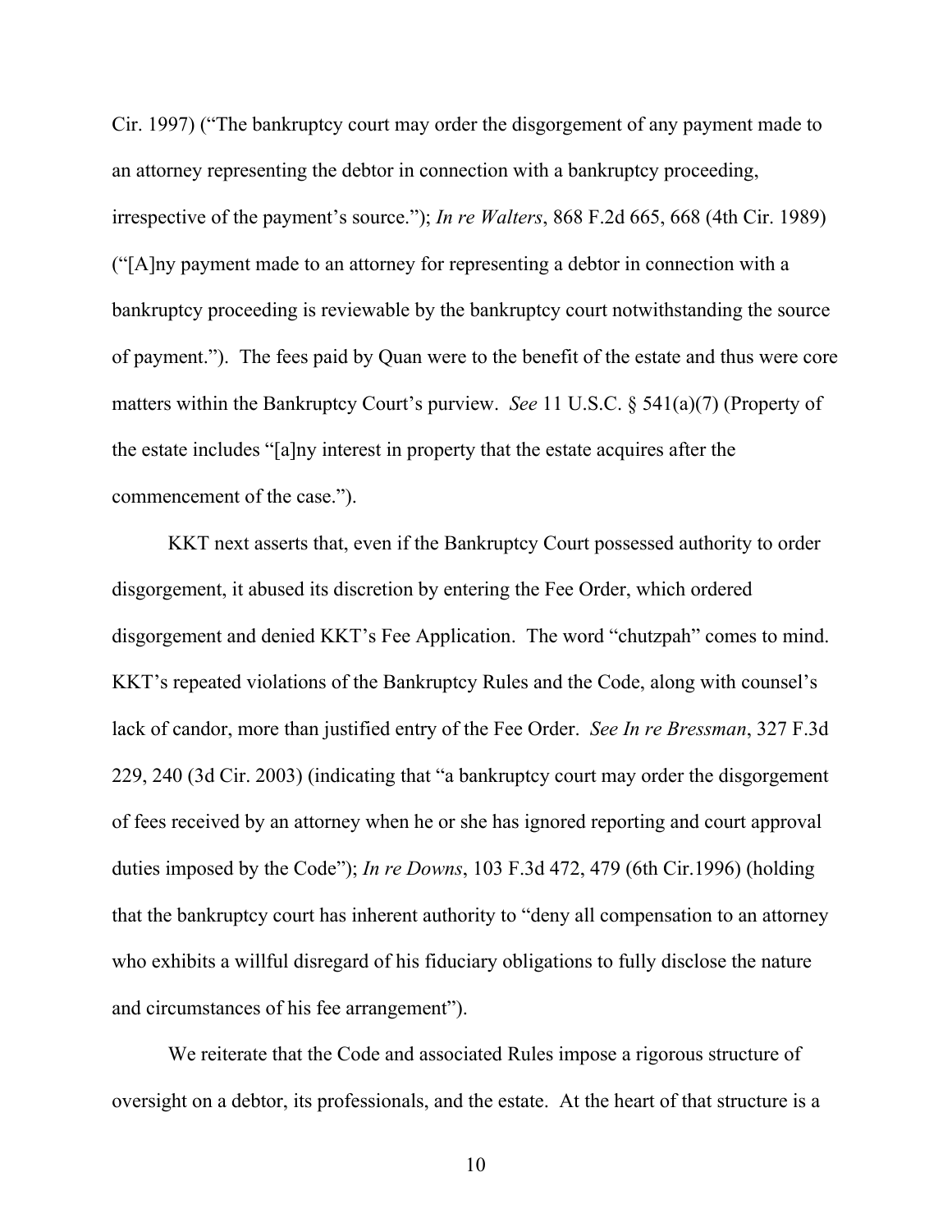Cir. 1997) ("The bankruptcy court may order the disgorgement of any payment made to an attorney representing the debtor in connection with a bankruptcy proceeding, irrespective of the payment's source."); *In re Walters*, 868 F.2d 665, 668 (4th Cir. 1989) ("[A]ny payment made to an attorney for representing a debtor in connection with a bankruptcy proceeding is reviewable by the bankruptcy court notwithstanding the source of payment."). The fees paid by Quan were to the benefit of the estate and thus were core matters within the Bankruptcy Court's purview. *See* 11 U.S.C. § 541(a)(7) (Property of the estate includes "[a]ny interest in property that the estate acquires after the commencement of the case.").

KKT next asserts that, even if the Bankruptcy Court possessed authority to order disgorgement, it abused its discretion by entering the Fee Order, which ordered disgorgement and denied KKT's Fee Application. The word "chutzpah" comes to mind. KKT's repeated violations of the Bankruptcy Rules and the Code, along with counsel's lack of candor, more than justified entry of the Fee Order. *See In re Bressman*, 327 F.3d 229, 240 (3d Cir. 2003) (indicating that "a bankruptcy court may order the disgorgement of fees received by an attorney when he or she has ignored reporting and court approval duties imposed by the Code"); *In re Downs*, 103 F.3d 472, 479 (6th Cir.1996) (holding that the bankruptcy court has inherent authority to "deny all compensation to an attorney who exhibits a willful disregard of his fiduciary obligations to fully disclose the nature and circumstances of his fee arrangement").

We reiterate that the Code and associated Rules impose a rigorous structure of oversight on a debtor, its professionals, and the estate. At the heart of that structure is a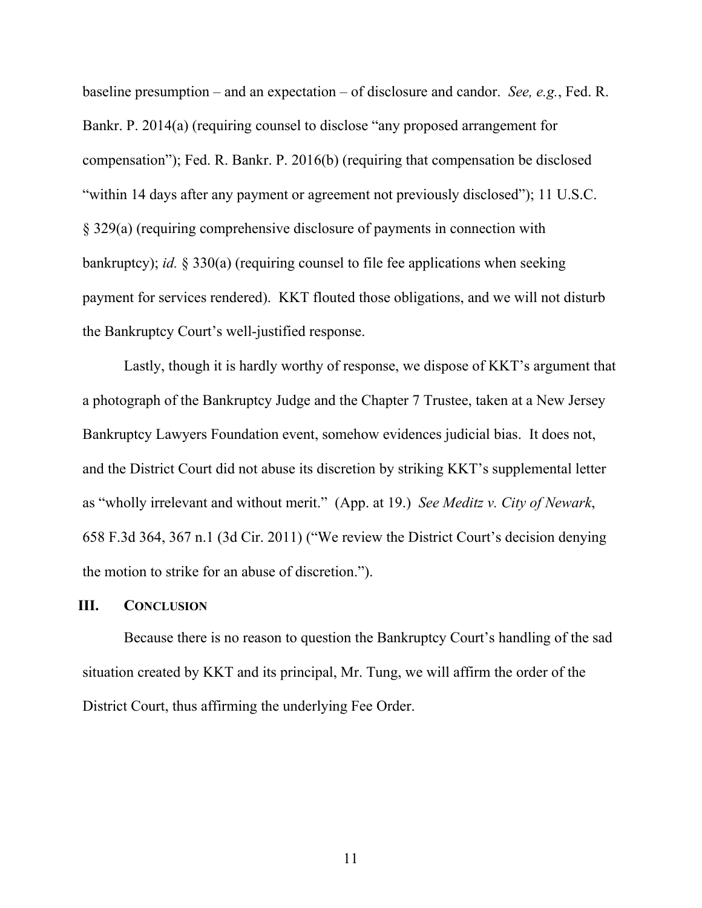baseline presumption – and an expectation – of disclosure and candor. *See, e.g.*, Fed. R. Bankr. P. 2014(a) (requiring counsel to disclose "any proposed arrangement for compensation"); Fed. R. Bankr. P. 2016(b) (requiring that compensation be disclosed "within 14 days after any payment or agreement not previously disclosed"); 11 U.S.C. § 329(a) (requiring comprehensive disclosure of payments in connection with bankruptcy); *id.* § 330(a) (requiring counsel to file fee applications when seeking payment for services rendered). KKT flouted those obligations, and we will not disturb the Bankruptcy Court's well-justified response.

Lastly, though it is hardly worthy of response, we dispose of KKT's argument that a photograph of the Bankruptcy Judge and the Chapter 7 Trustee, taken at a New Jersey Bankruptcy Lawyers Foundation event, somehow evidences judicial bias. It does not, and the District Court did not abuse its discretion by striking KKT's supplemental letter as "wholly irrelevant and without merit." (App. at 19.) *See Meditz v. City of Newark*, 658 F.3d 364, 367 n.1 (3d Cir. 2011) ("We review the District Court's decision denying the motion to strike for an abuse of discretion.").

## III. CONCLUSION

Because there is no reason to question the Bankruptcy Court's handling of the sad situation created by KKT and its principal, Mr. Tung, we will affirm the order of the District Court, thus affirming the underlying Fee Order.